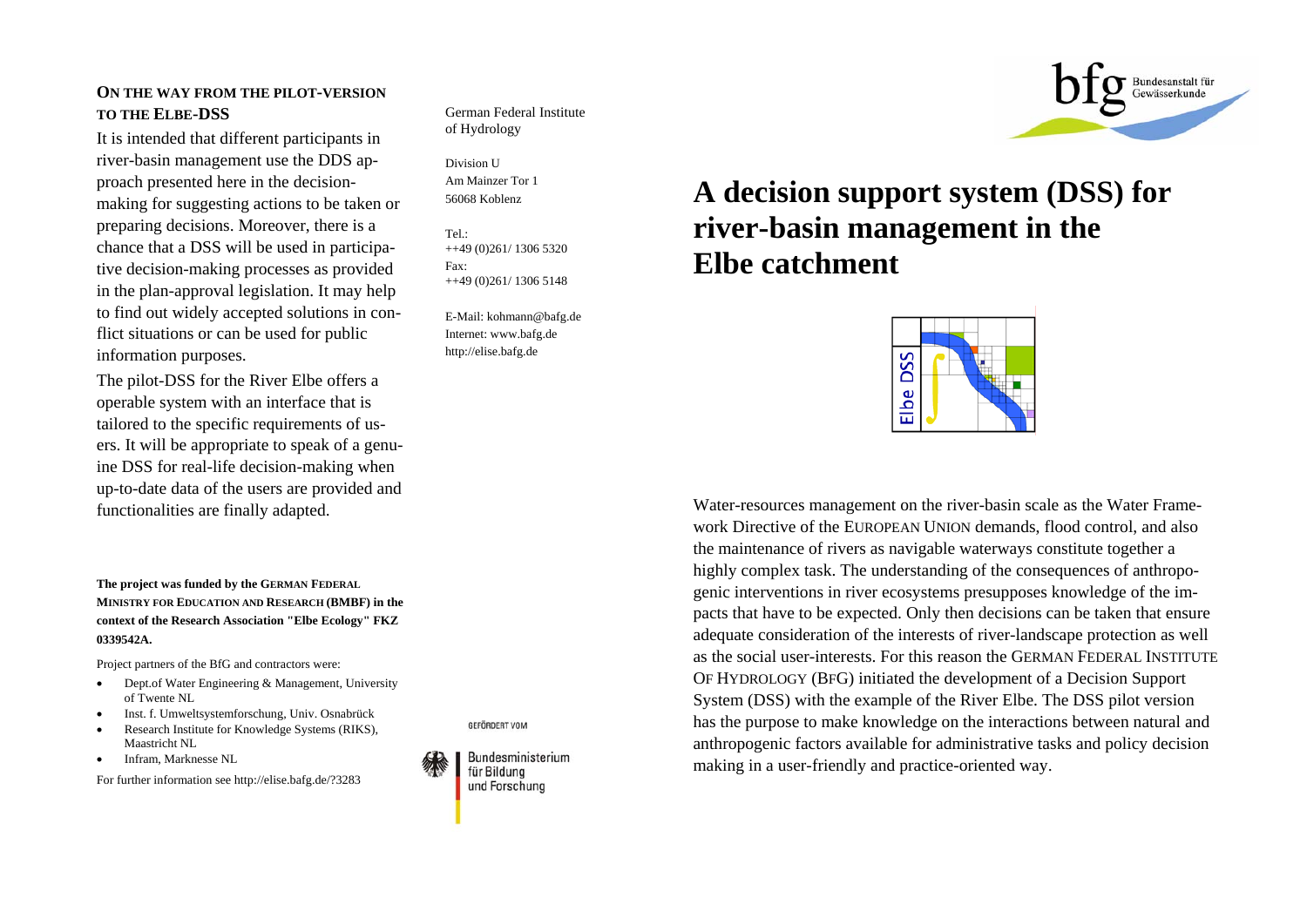## On the way from the pilot-version to the Elbe-DSS

It is intended that different participants in river-basin management use the DDS approach presented here in the decision-making for suggesting actions to be taken or preparing decisions. Moreover, there is a chance that a DSS will be used in participative decision-making processes as provided in the plan-approval legislation. It may help to find out widely accepted solutions in conflict situations or can be used for public information purposes.

The pilot-DSS for the River Elbe offers a operable system with an interface that is tailored to the specific requirements of users. It will be appropriate to speak of a genuine DSS for real-life decision-making when up-to-date data of the users are provided and functionalities are finally adapted.

**The project was funded by the German Federal Ministry for Education and Research (BMBF) in the context of the Research Association "Elbe Ecology" FKZ 0339542A.**

Project partners of the BfG and contractors were:

- Dept.of Water Engineering & Management, University of Twente NL
- Inst. f. Umweltsystemforschung, Univ. Osnabrück
- Research Institute for Knowledge Systems (RIKS), Maastricht NL
- Infram, Marknesse NL

For further information see http://elise.bafg.de/?3283

German Federal Institute of Hydrology

Division U
Am Mainzer Tor 1
56068 Koblenz

Tel.:
++49 (0)261/ 1306 5320
Fax:
++49 (0)261/ 1306 5148

E-Mail: kohmann@bafg.de
Internet: www.bafg.de
http://elise.bafg.de

Gefördert vom Bundesministerium für Bildung und Forschung

bfg Bundesanstalt für Gewässerkunde

# A decision support system (DSS) for river-basin management in the Elbe catchment

Elbe DSS

Water-resources management on the river-basin scale as the Water Framework Directive of the European Union demands, flood control, and also the maintenance of rivers as navigable waterways constitute together a highly complex task. The understanding of the consequences of anthropogenic interventions in river ecosystems presupposes knowledge of the impacts that have to be expected. Only then decisions can be taken that ensure adequate consideration of the interests of river-landscape protection as well as the social user-interests. For this reason the German Federal Institute of Hydrology (BfG) initiated the development of a Decision Support System (DSS) with the example of the River Elbe. The DSS pilot version has the purpose to make knowledge on the interactions between natural and anthropogenic factors available for administrative tasks and policy decision making in a user-friendly and practice-oriented way.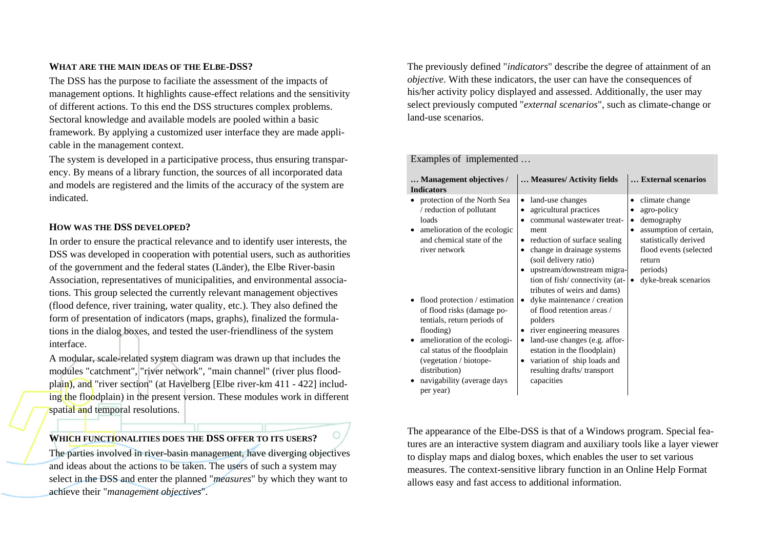### What are the main ideas of the Elbe-DSS?

The DSS has the purpose to faciliate the assessment of the impacts of management options. It highlights cause-effect relations and the sensitivity of different actions. To this end the DSS structures complex problems. Sectoral knowledge and available models are pooled within a basic framework. By applying a customized user interface they are made applicable in the management context.

The system is developed in a participative process, thus ensuring transparency. By means of a library function, the sources of all incorporated data and models are registered and the limits of the accuracy of the system are indicated.

### How was the DSS developed?

In order to ensure the practical relevance and to identify user interests, the DSS was developed in cooperation with potential users, such as authorities of the government and the federal states (Länder), the Elbe River-basin Association, representatives of municipalities, and environmental associations. This group selected the currently relevant management objectives (flood defence, river training, water quality, etc.). They also defined the form of presentation of indicators (maps, graphs), finalized the formulations in the dialog boxes, and tested the user-friendliness of the system interface.

A modular, scale-related system diagram was drawn up that includes the modules "catchment", "river network", "main channel" (river plus floodplain), and "river section" (at Havelberg [Elbe river-km 411 - 422] including the floodplain) in the present version. These modules work in different spatial and temporal resolutions.

### Which functionalities does the DSS offer to its users?

The parties involved in river-basin management, have diverging objectives and ideas about the actions to be taken. The users of such a system may select in the DSS and enter the planned "*measures*" by which they want to achieve their "*management objectives*".

The previously defined "*indicators*" describe the degree of attainment of an *objective*. With these indicators, the user can have the consequences of his/her activity policy displayed and assessed. Additionally, the user may select previously computed "*external scenarios*", such as climate-change or land-use scenarios.

Examples of implemented …

| … Management objectives / Indicators | … Measures/ Activity fields | … External scenarios |
|---|---|---|
| • protection of the North Sea / reduction of pollutant loads<br>• amelioration of the ecologic and chemical state of the river network | • land-use changes<br>• agricultural practices<br>• communal wastewater treatment<br>• reduction of surface sealing<br>• change in drainage systems (soil delivery ratio)<br>• upstream/downstream migration of fish/ connectivity (attributes of weirs and dams) | • climate change<br>• agro-policy<br>• demography<br>• assumption of certain, statistically derived flood events (selected return periods)<br>• dyke-break scenarios |
| • flood protection / estimation of flood risks (damage potentials, return periods of flooding)<br>• amelioration of the ecological status of the floodplain (vegetation / biotope-distribution)<br>• navigability (average days per year) | • dyke maintenance / creation of flood retention areas / polders<br>• river engineering measures<br>• land-use changes (e.g. afforestation in the floodplain)<br>• variation of ship loads and resulting drafts/ transport capacities | |

The appearance of the Elbe-DSS is that of a Windows program. Special features are an interactive system diagram and auxiliary tools like a layer viewer to display maps and dialog boxes, which enables the user to set various measures. The context-sensitive library function in an Online Help Format allows easy and fast access to additional information.